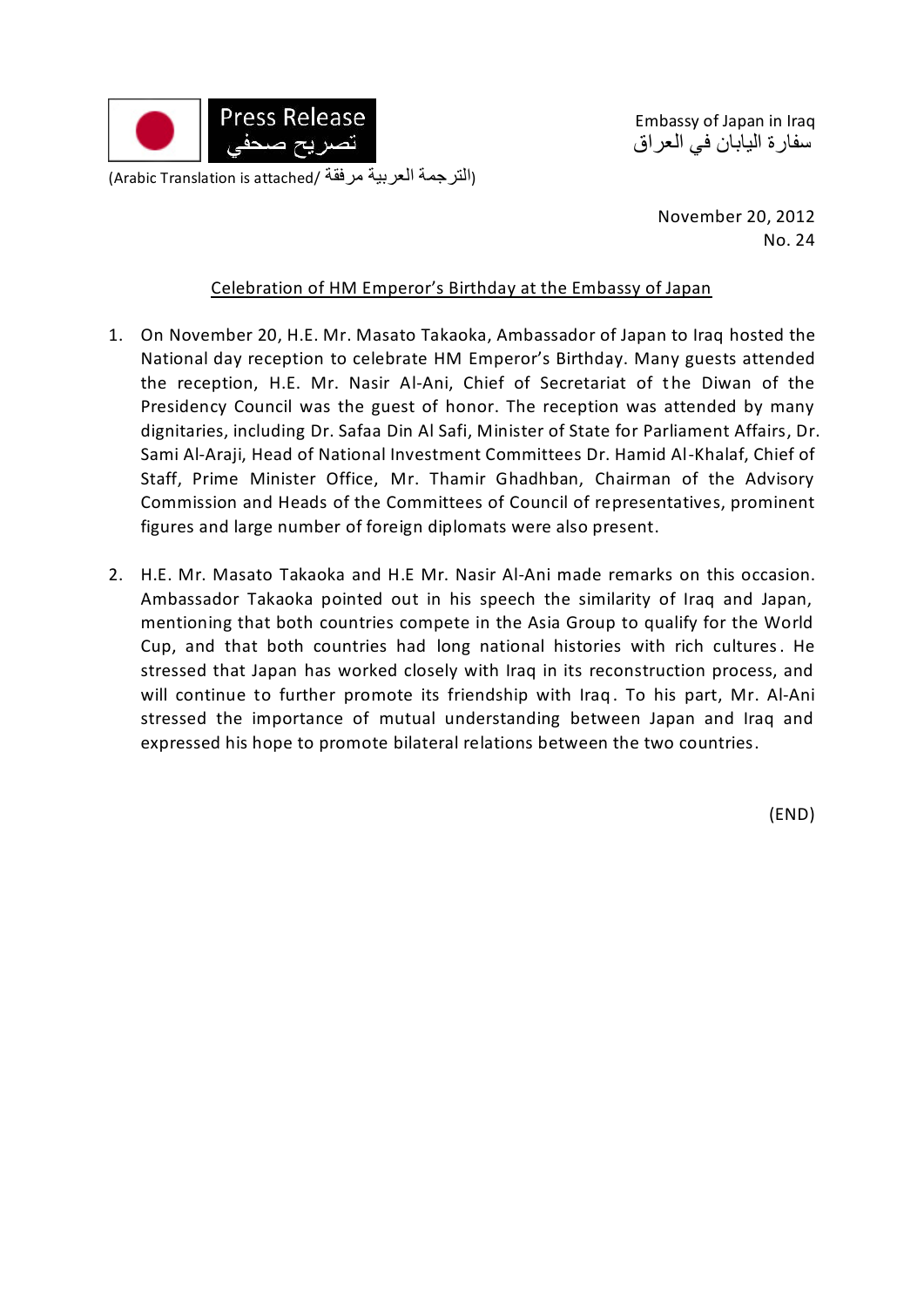Press Release
تصريح صحفي

Embassy of Japan in Iraq
سفارة اليابان في العراق

(Arabic Translation is attached/ الترجمة العربية مرفقة)

November 20, 2012
No. 24

## Celebration of HM Emperor's Birthday at the Embassy of Japan

1. On November 20, H.E. Mr. Masato Takaoka, Ambassador of Japan to Iraq hosted the National day reception to celebrate HM Emperor's Birthday. Many guests attended the reception, H.E. Mr. Nasir Al-Ani, Chief of Secretariat of the Diwan of the Presidency Council was the guest of honor. The reception was attended by many dignitaries, including Dr. Safaa Din Al Safi, Minister of State for Parliament Affairs, Dr. Sami Al-Araji, Head of National Investment Committees Dr. Hamid Al-Khalaf, Chief of Staff, Prime Minister Office, Mr. Thamir Ghadhban, Chairman of the Advisory Commission and Heads of the Committees of Council of representatives, prominent figures and large number of foreign diplomats were also present.

2. H.E. Mr. Masato Takaoka and H.E Mr. Nasir Al-Ani made remarks on this occasion. Ambassador Takaoka pointed out in his speech the similarity of Iraq and Japan, mentioning that both countries compete in the Asia Group to qualify for the World Cup, and that both countries had long national histories with rich cultures. He stressed that Japan has worked closely with Iraq in its reconstruction process, and will continue to further promote its friendship with Iraq. To his part, Mr. Al-Ani stressed the importance of mutual understanding between Japan and Iraq and expressed his hope to promote bilateral relations between the two countries.

(END)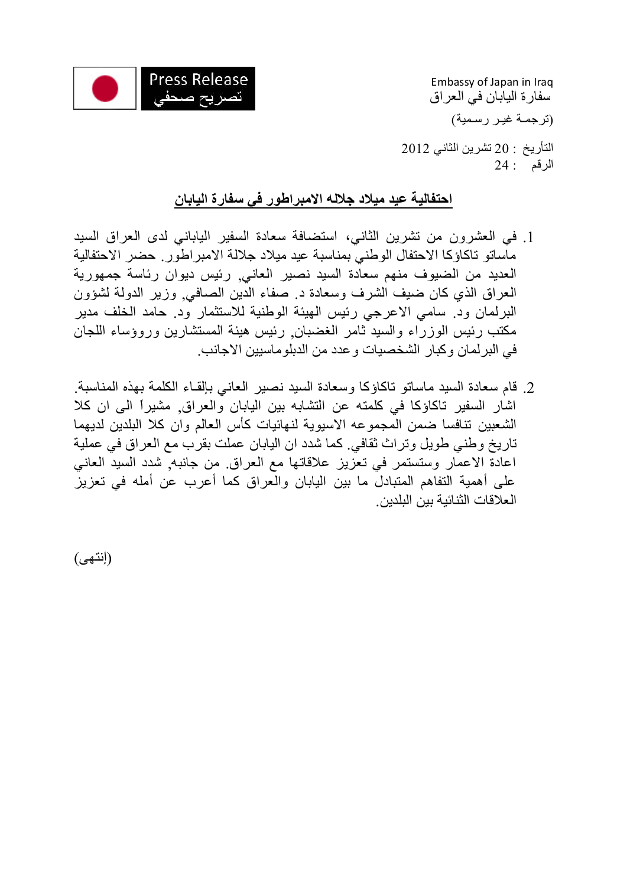Press Release
تصريح صحفي

Embassy of Japan in Iraq
سفارة اليابان في العراق
(ترجمـة غيـر رسـمية)

التأريخ : 20 تشرين الثاني 2012
الرقم : 24

## احتفالية عيد ميلاد جلاله الامبراطور في سفارة اليابان

1. في العشرون من تشرين الثاني، استضافة سعادة السفير الياباني لدى العراق السيد ماساتو تاكاؤكا الاحتفال الوطني بمناسبة عيد ميلاد جلالة الامبراطور. حضر الاحتفالية العديد من الضيوف منهم سعادة السيد نصير العاني, رئيس ديوان رئاسة جمهورية العراق الذي كان ضيف الشرف وسعادة د. صفاء الدين الصافي, وزير الدولة لشؤون البرلمان ود. سامي الاعرجي رئيس الهيئة الوطنية للاستثمار ود. حامد الخلف مدير مكتب رئيس الوزراء والسيد ثامر الغضبان, رئيس هيئة المستشارين وروؤساء اللجان في البرلمان وكبار الشخصيات وعدد من الدبلوماسيين الاجانب.

2. قام سعادة السيد ماساتو تاكاؤكا وسعادة السيد نصير العاني بإلقاء الكلمة بهذه المناسبة. اشار السفير تاكاؤكا في كلمته عن التشابه بين اليابان والعراق, مشيراً الى ان كلا الشعبين تنافسا ضمن المجموعه الاسيوية لنهائيات كأس العالم وان كلا البلدين لديهما تاريخ وطني طويل وتراث ثقافي. كما شدد ان اليابان عملت بقرب مع العراق في عملية اعادة الاعمار وستستمر في تعزيز علاقاتها مع العراق. من جانبه, شدد السيد العاني على أهمية التفاهم المتبادل ما بين اليابان والعراق كما أعرب عن أمله في تعزيز العلاقات الثنائية بين البلدين.

(إنتهى)